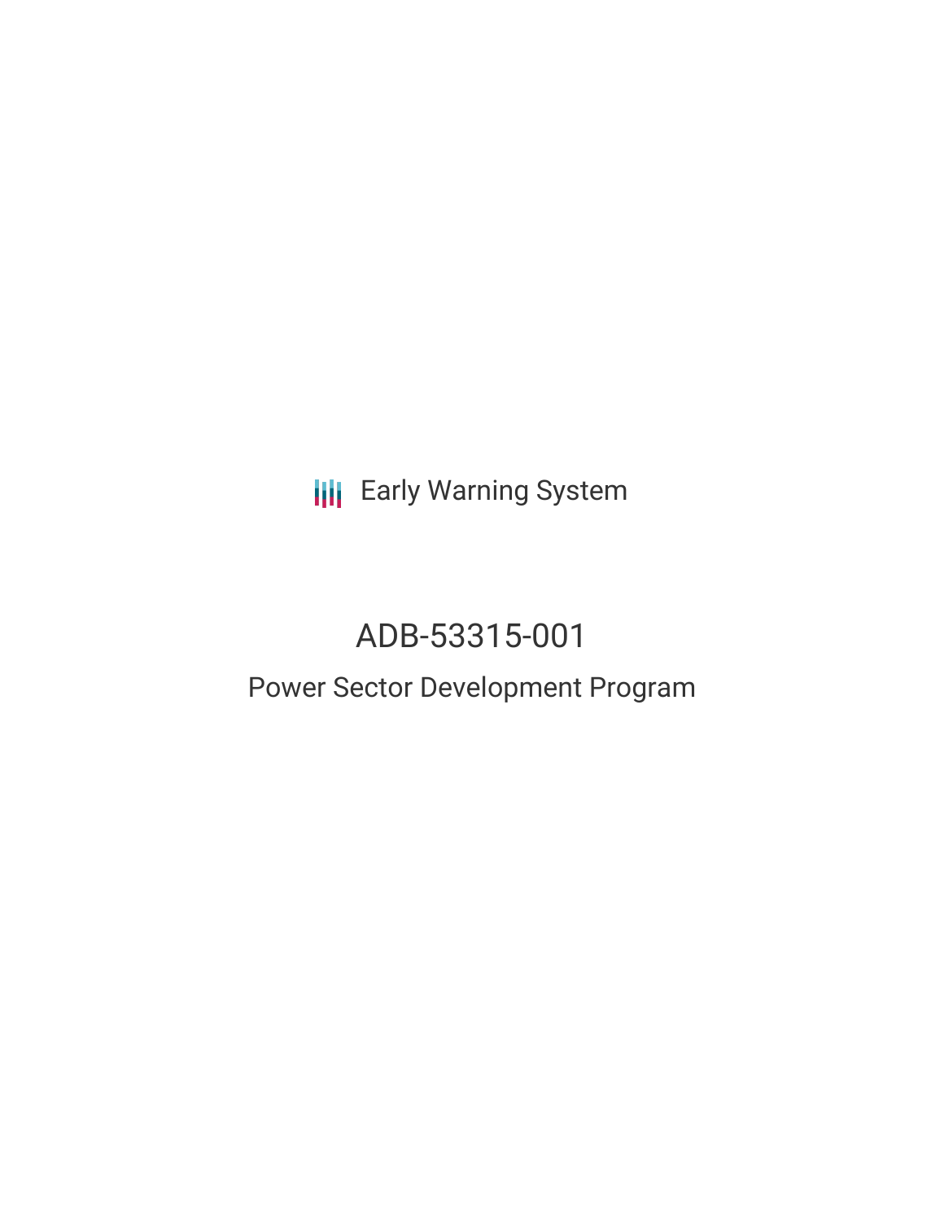Early Warning System

# ADB-53315-001

## Power Sector Development Program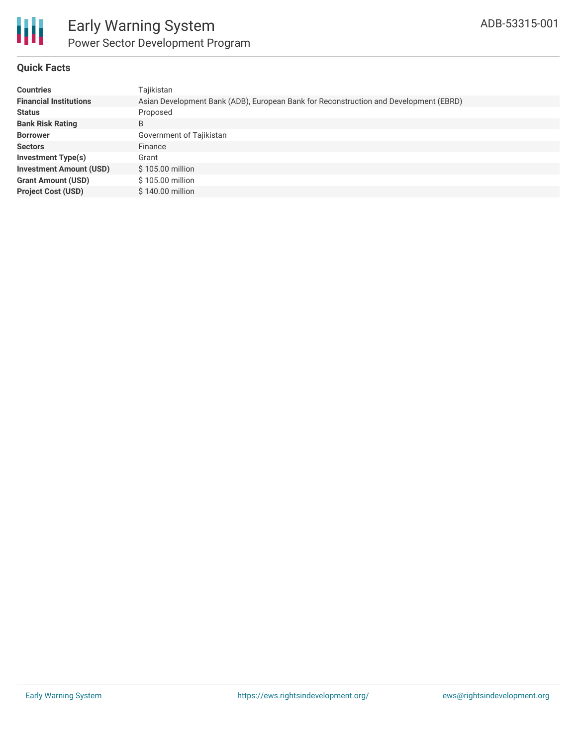# Early Warning System

## Power Sector Development Program

ADB-53315-001

### Quick Facts

| | |
|---|---|
| **Countries** | Tajikistan |
| **Financial Institutions** | Asian Development Bank (ADB), European Bank for Reconstruction and Development (EBRD) |
| **Status** | Proposed |
| **Bank Risk Rating** | B |
| **Borrower** | Government of Tajikistan |
| **Sectors** | Finance |
| **Investment Type(s)** | Grant |
| **Investment Amount (USD)** | $ 105.00 million |
| **Grant Amount (USD)** | $ 105.00 million |
| **Project Cost (USD)** | $ 140.00 million |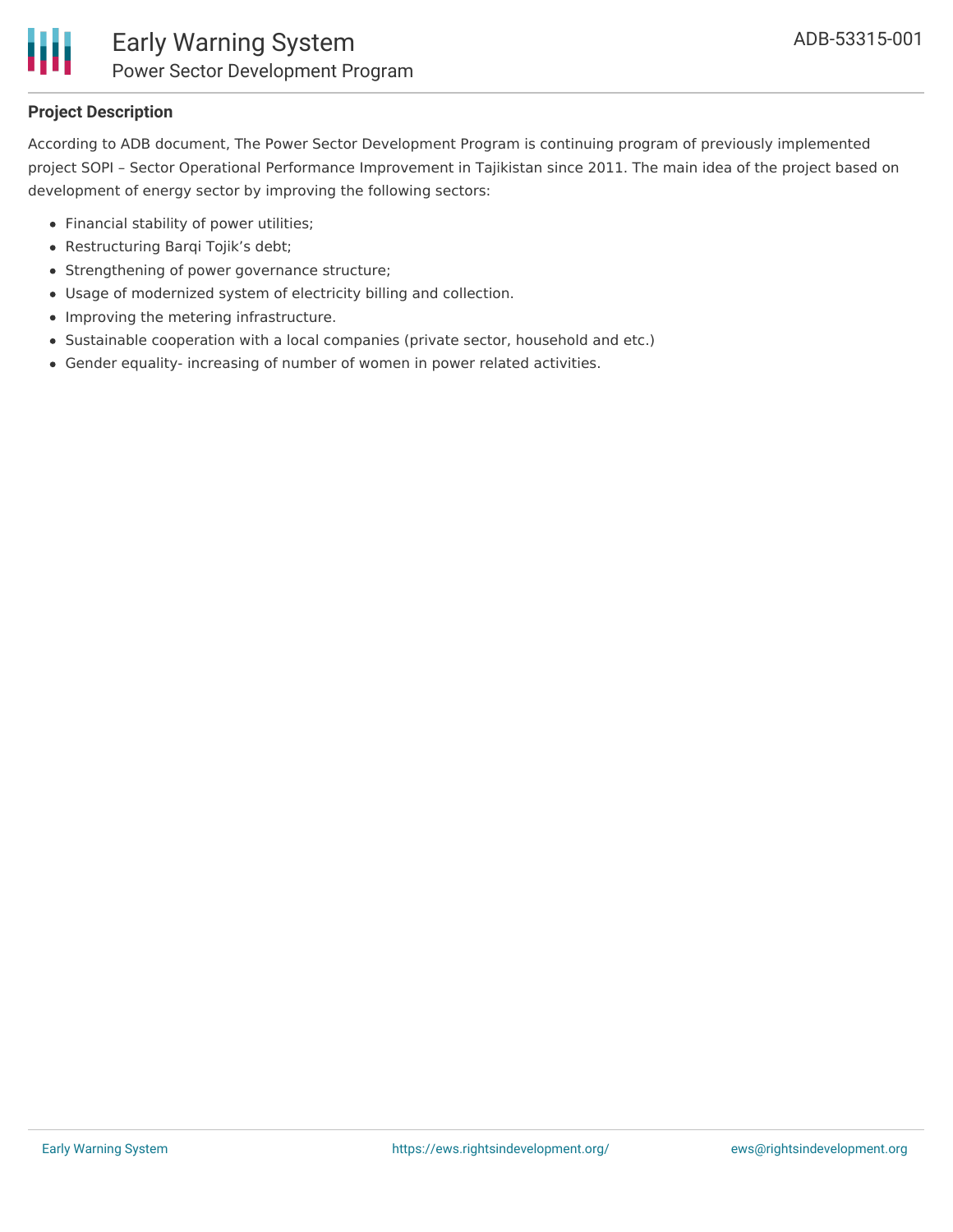**Project Description**

According to ADB document, The Power Sector Development Program is continuing program of previously implemented project SOPI – Sector Operational Performance Improvement in Tajikistan since 2011. The main idea of the project based on development of energy sector by improving the following sectors:

- Financial stability of power utilities;
- Restructuring Barqi Tojik's debt;
- Strengthening of power governance structure;
- Usage of modernized system of electricity billing and collection.
- Improving the metering infrastructure.
- Sustainable cooperation with a local companies (private sector, household and etc.)
- Gender equality- increasing of number of women in power related activities.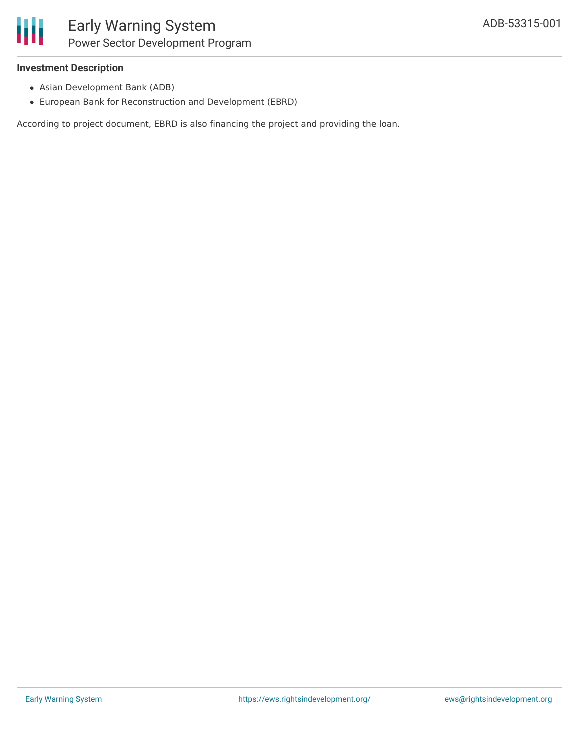### Investment Description

- Asian Development Bank (ADB)
- European Bank for Reconstruction and Development (EBRD)

According to project document, EBRD is also financing the project and providing the loan.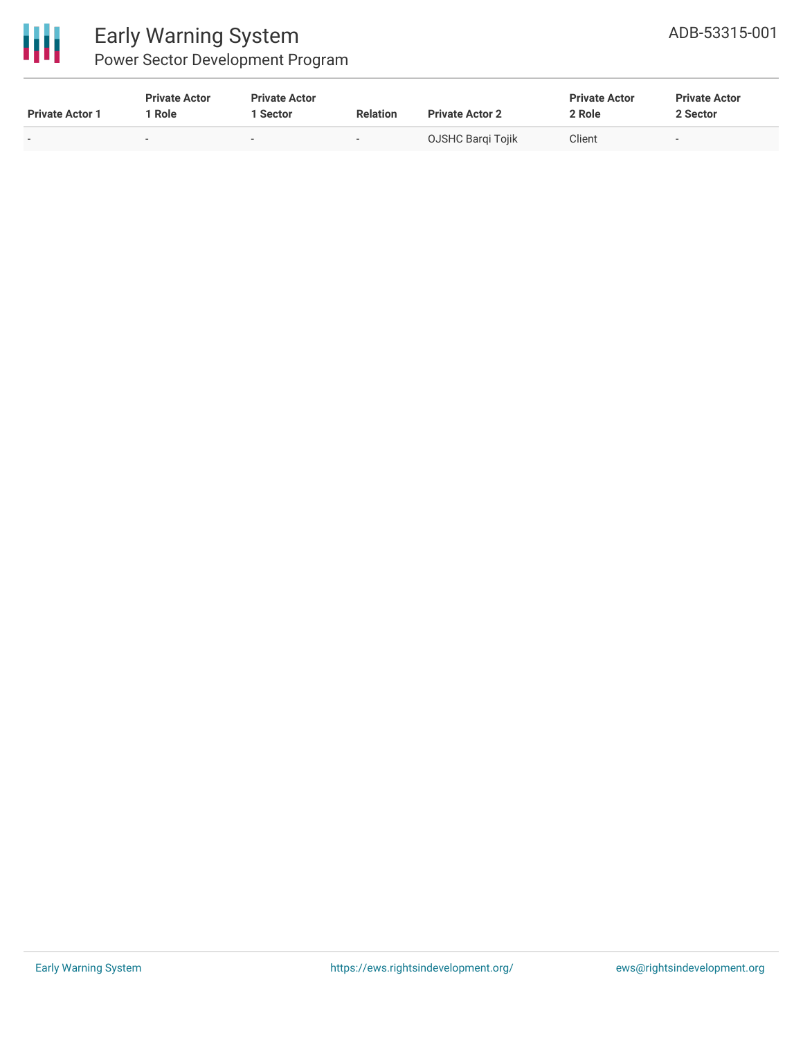| Private Actor 1 | Private Actor 1 Role | Private Actor 1 Sector | Relation | Private Actor 2 | Private Actor 2 Role | Private Actor 2 Sector |
| --- | --- | --- | --- | --- | --- | --- |
| - | - | - | - | OJSHC Barqi Tojik | Client | - |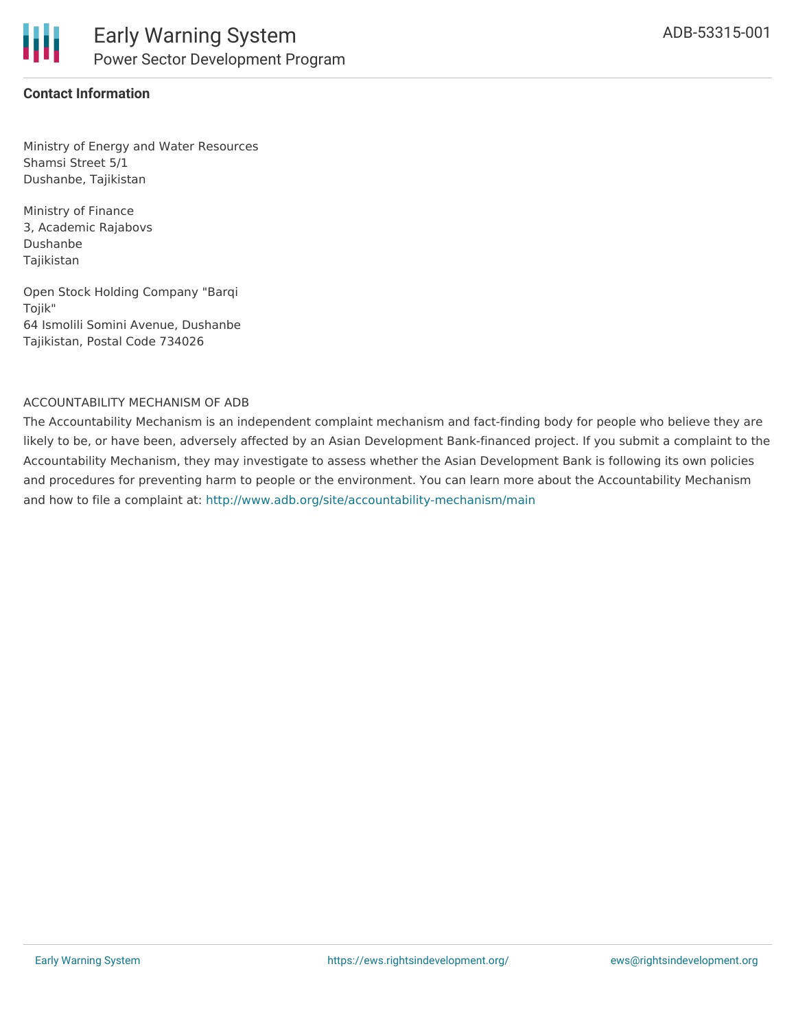**Contact Information**

Ministry of Energy and Water Resources
Shamsi Street 5/1
Dushanbe, Tajikistan

Ministry of Finance
3, Academic Rajabovs
Dushanbe
Tajikistan

Open Stock Holding Company "Barqi Tojik"
64 Ismolili Somini Avenue, Dushanbe
Tajikistan, Postal Code 734026

ACCOUNTABILITY MECHANISM OF ADB

The Accountability Mechanism is an independent complaint mechanism and fact-finding body for people who believe they are likely to be, or have been, adversely affected by an Asian Development Bank-financed project. If you submit a complaint to the Accountability Mechanism, they may investigate to assess whether the Asian Development Bank is following its own policies and procedures for preventing harm to people or the environment. You can learn more about the Accountability Mechanism and how to file a complaint at: http://www.adb.org/site/accountability-mechanism/main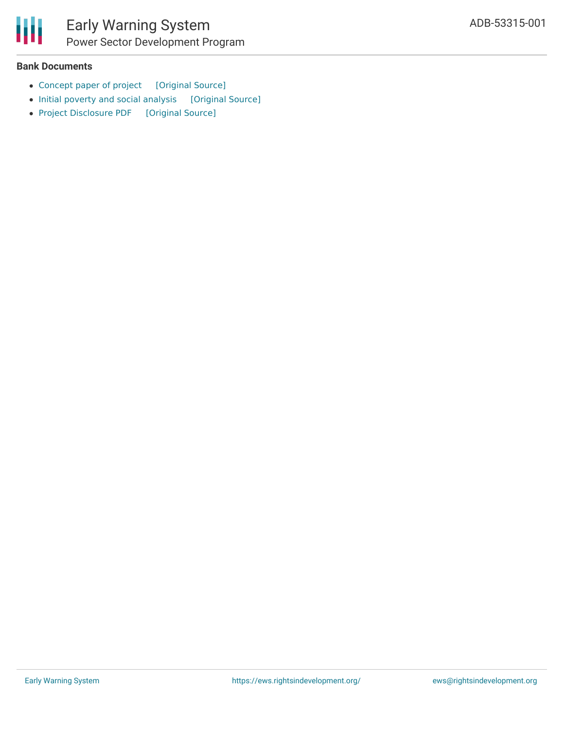**Bank Documents**

- Concept paper of project [Original Source]
- Initial poverty and social analysis [Original Source]
- Project Disclosure PDF [Original Source]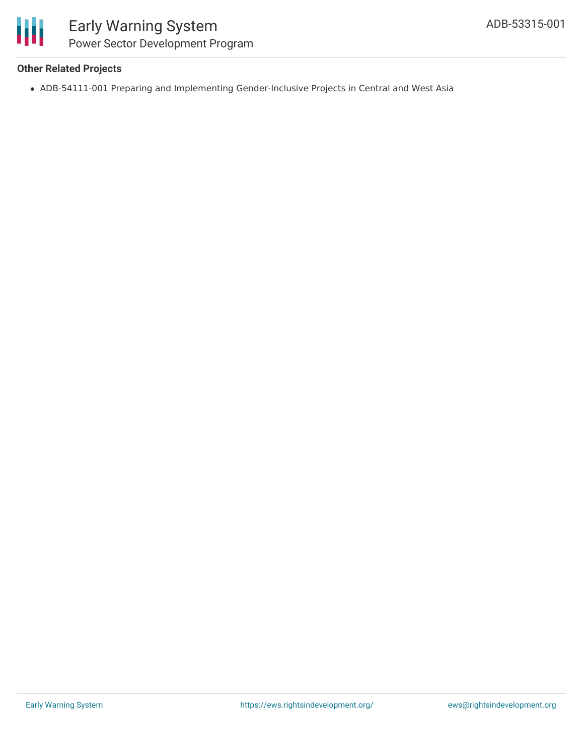### Other Related Projects

- ADB-54111-001 Preparing and Implementing Gender-Inclusive Projects in Central and West Asia